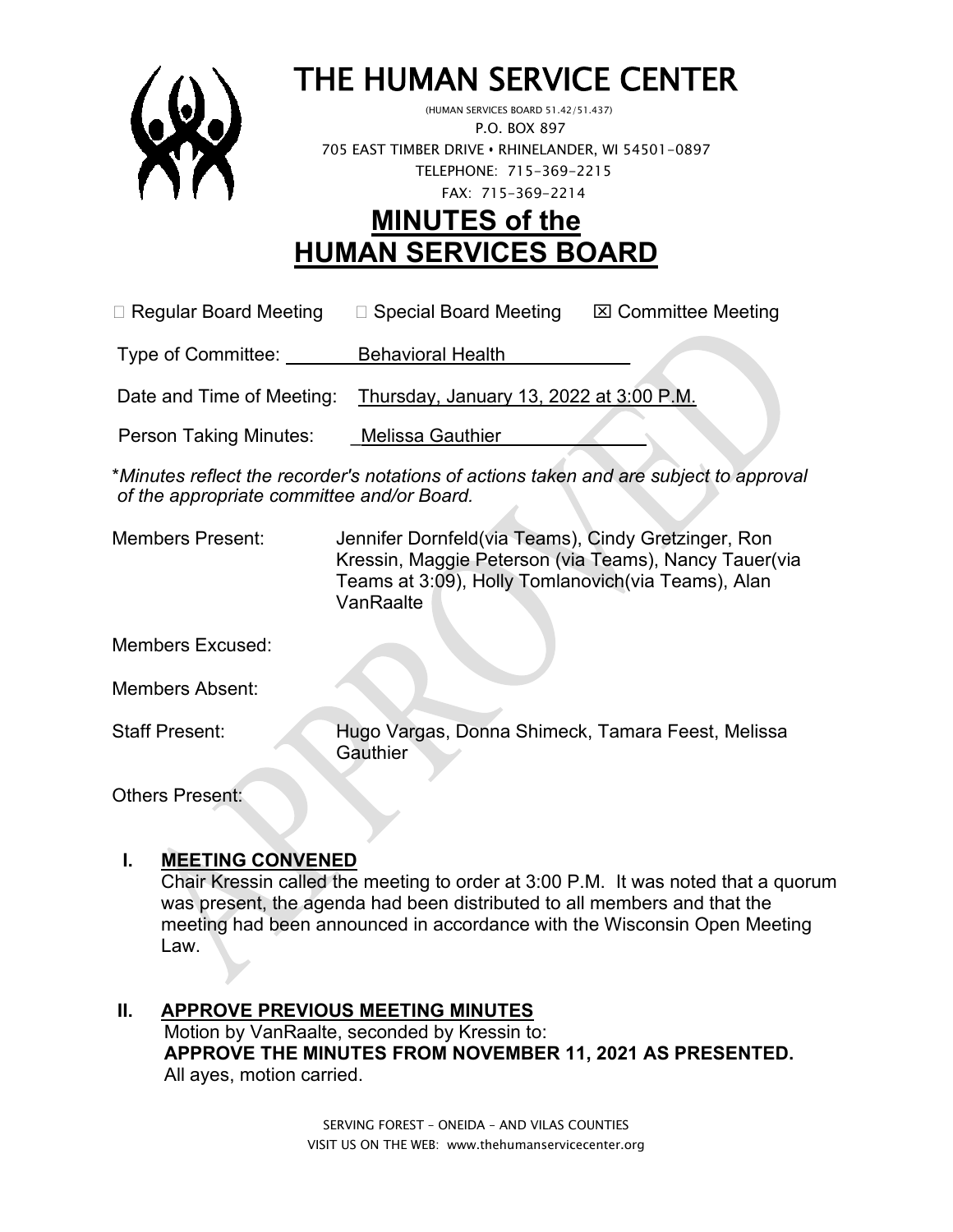# THE HUMAN SERVICE CENTER

(HUMAN SERVICES BOARD 51.42/51.437)
P.O. BOX 897
705 EAST TIMBER DRIVE • RHINELANDER, WI 54501-0897
TELEPHONE: 715-369-2215
FAX: 715-369-2214

# MINUTES of the HUMAN SERVICES BOARD

☐ Regular Board Meeting ☐ Special Board Meeting ☒ Committee Meeting

Type of Committee: Behavioral Health

Date and Time of Meeting: Thursday, January 13, 2022 at 3:00 P.M.

Person Taking Minutes: Melissa Gauthier

\**Minutes reflect the recorder's notations of actions taken and are subject to approval of the appropriate committee and/or Board.*

Members Present: Jennifer Dornfeld(via Teams), Cindy Gretzinger, Ron Kressin, Maggie Peterson (via Teams), Nancy Tauer(via Teams at 3:09), Holly Tomlanovich(via Teams), Alan VanRaalte

Members Excused:

Members Absent:

Staff Present: Hugo Vargas, Donna Shimeck, Tamara Feest, Melissa Gauthier

Others Present:

## I. MEETING CONVENED

Chair Kressin called the meeting to order at 3:00 P.M. It was noted that a quorum was present, the agenda had been distributed to all members and that the meeting had been announced in accordance with the Wisconsin Open Meeting Law.

## II. APPROVE PREVIOUS MEETING MINUTES

Motion by VanRaalte, seconded by Kressin to:
**APPROVE THE MINUTES FROM NOVEMBER 11, 2021 AS PRESENTED.**
All ayes, motion carried.

SERVING FOREST – ONEIDA – AND VILAS COUNTIES
VISIT US ON THE WEB: www.thehumanservicecenter.org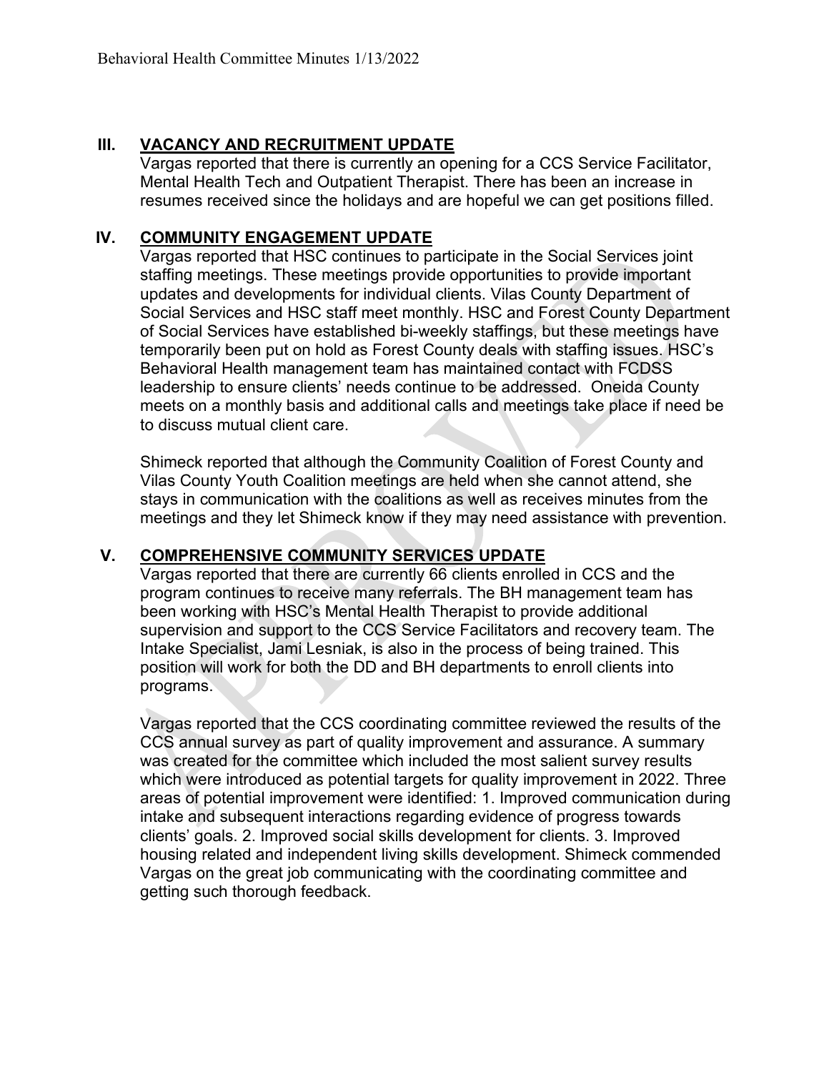## III. VACANCY AND RECRUITMENT UPDATE

Vargas reported that there is currently an opening for a CCS Service Facilitator, Mental Health Tech and Outpatient Therapist. There has been an increase in resumes received since the holidays and are hopeful we can get positions filled.

## IV. COMMUNITY ENGAGEMENT UPDATE

Vargas reported that HSC continues to participate in the Social Services joint staffing meetings. These meetings provide opportunities to provide important updates and developments for individual clients. Vilas County Department of Social Services and HSC staff meet monthly. HSC and Forest County Department of Social Services have established bi-weekly staffings, but these meetings have temporarily been put on hold as Forest County deals with staffing issues. HSC's Behavioral Health management team has maintained contact with FCDSS leadership to ensure clients' needs continue to be addressed. Oneida County meets on a monthly basis and additional calls and meetings take place if need be to discuss mutual client care.

Shimeck reported that although the Community Coalition of Forest County and Vilas County Youth Coalition meetings are held when she cannot attend, she stays in communication with the coalitions as well as receives minutes from the meetings and they let Shimeck know if they may need assistance with prevention.

## V. COMPREHENSIVE COMMUNITY SERVICES UPDATE

Vargas reported that there are currently 66 clients enrolled in CCS and the program continues to receive many referrals. The BH management team has been working with HSC's Mental Health Therapist to provide additional supervision and support to the CCS Service Facilitators and recovery team. The Intake Specialist, Jami Lesniak, is also in the process of being trained. This position will work for both the DD and BH departments to enroll clients into programs.

Vargas reported that the CCS coordinating committee reviewed the results of the CCS annual survey as part of quality improvement and assurance. A summary was created for the committee which included the most salient survey results which were introduced as potential targets for quality improvement in 2022. Three areas of potential improvement were identified: 1. Improved communication during intake and subsequent interactions regarding evidence of progress towards clients' goals. 2. Improved social skills development for clients. 3. Improved housing related and independent living skills development. Shimeck commended Vargas on the great job communicating with the coordinating committee and getting such thorough feedback.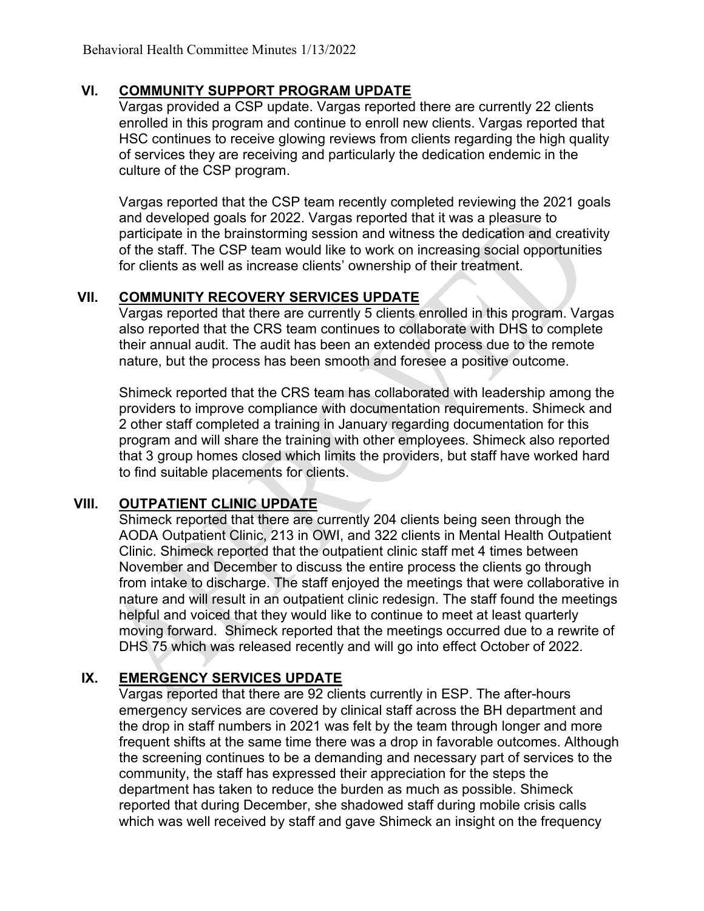## VI. COMMUNITY SUPPORT PROGRAM UPDATE

Vargas provided a CSP update. Vargas reported there are currently 22 clients enrolled in this program and continue to enroll new clients. Vargas reported that HSC continues to receive glowing reviews from clients regarding the high quality of services they are receiving and particularly the dedication endemic in the culture of the CSP program.

Vargas reported that the CSP team recently completed reviewing the 2021 goals and developed goals for 2022. Vargas reported that it was a pleasure to participate in the brainstorming session and witness the dedication and creativity of the staff. The CSP team would like to work on increasing social opportunities for clients as well as increase clients' ownership of their treatment.

## VII. COMMUNITY RECOVERY SERVICES UPDATE

Vargas reported that there are currently 5 clients enrolled in this program. Vargas also reported that the CRS team continues to collaborate with DHS to complete their annual audit. The audit has been an extended process due to the remote nature, but the process has been smooth and foresee a positive outcome.

Shimeck reported that the CRS team has collaborated with leadership among the providers to improve compliance with documentation requirements. Shimeck and 2 other staff completed a training in January regarding documentation for this program and will share the training with other employees. Shimeck also reported that 3 group homes closed which limits the providers, but staff have worked hard to find suitable placements for clients.

## VIII. OUTPATIENT CLINIC UPDATE

Shimeck reported that there are currently 204 clients being seen through the AODA Outpatient Clinic, 213 in OWI, and 322 clients in Mental Health Outpatient Clinic. Shimeck reported that the outpatient clinic staff met 4 times between November and December to discuss the entire process the clients go through from intake to discharge. The staff enjoyed the meetings that were collaborative in nature and will result in an outpatient clinic redesign. The staff found the meetings helpful and voiced that they would like to continue to meet at least quarterly moving forward. Shimeck reported that the meetings occurred due to a rewrite of DHS 75 which was released recently and will go into effect October of 2022.

## IX. EMERGENCY SERVICES UPDATE

Vargas reported that there are 92 clients currently in ESP. The after-hours emergency services are covered by clinical staff across the BH department and the drop in staff numbers in 2021 was felt by the team through longer and more frequent shifts at the same time there was a drop in favorable outcomes. Although the screening continues to be a demanding and necessary part of services to the community, the staff has expressed their appreciation for the steps the department has taken to reduce the burden as much as possible. Shimeck reported that during December, she shadowed staff during mobile crisis calls which was well received by staff and gave Shimeck an insight on the frequency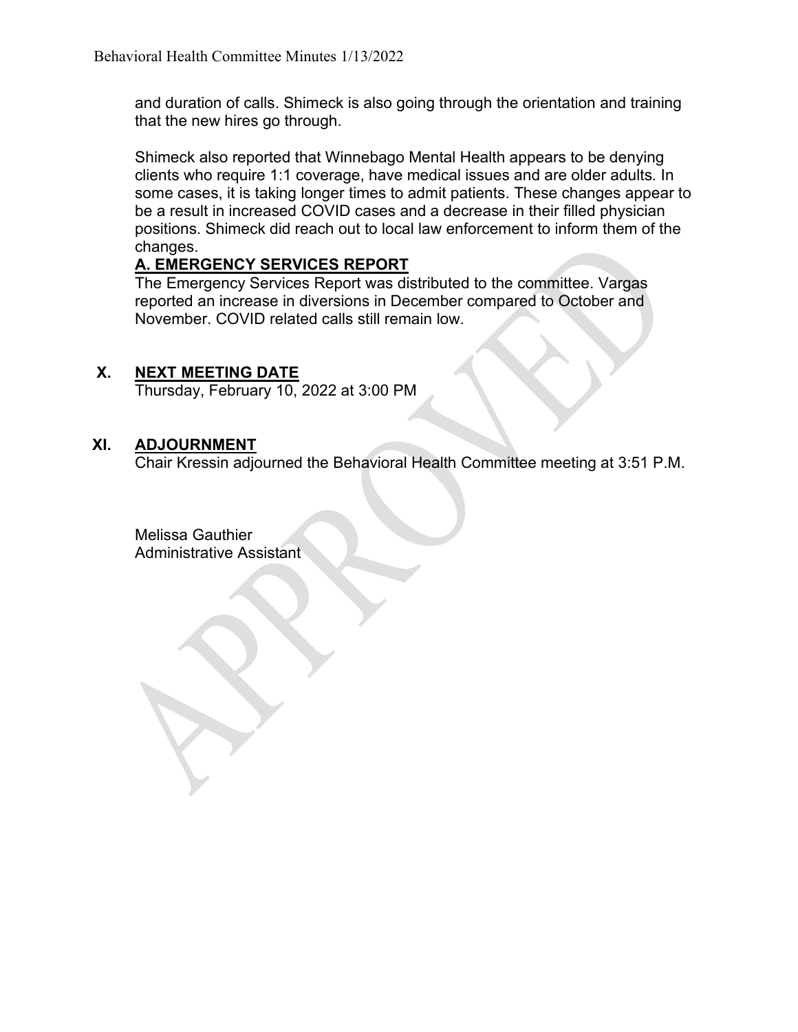and duration of calls. Shimeck is also going through the orientation and training that the new hires go through.

Shimeck also reported that Winnebago Mental Health appears to be denying clients who require 1:1 coverage, have medical issues and are older adults. In some cases, it is taking longer times to admit patients. These changes appear to be a result in increased COVID cases and a decrease in their filled physician positions. Shimeck did reach out to local law enforcement to inform them of the changes.

**A. EMERGENCY SERVICES REPORT**

The Emergency Services Report was distributed to the committee. Vargas reported an increase in diversions in December compared to October and November. COVID related calls still remain low.

## X. NEXT MEETING DATE

Thursday, February 10, 2022 at 3:00 PM

## XI. ADJOURNMENT

Chair Kressin adjourned the Behavioral Health Committee meeting at 3:51 P.M.

Melissa Gauthier
Administrative Assistant